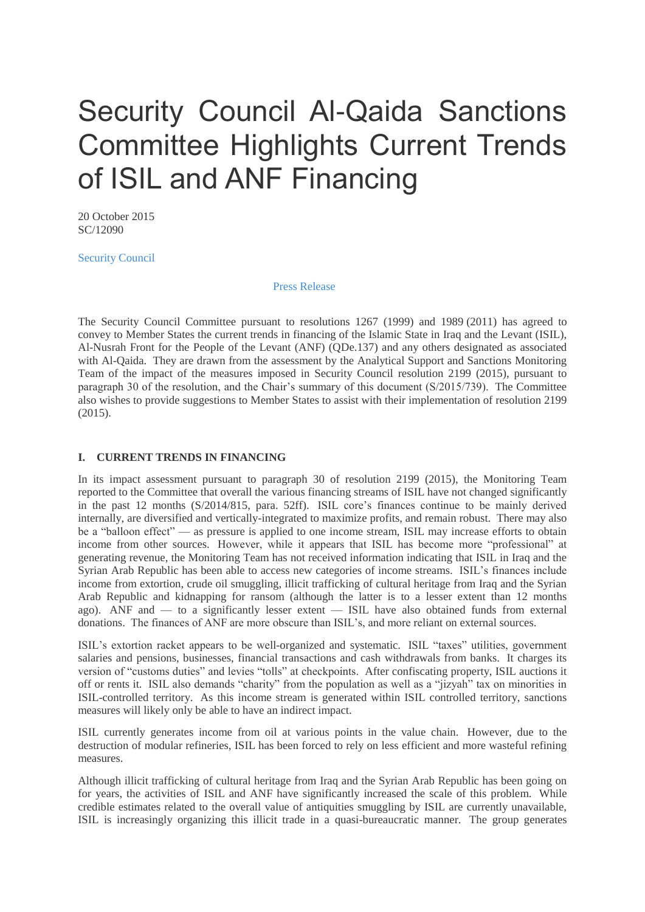# Security Council Al-Qaida Sanctions Committee Highlights Current Trends of ISIL and ANF Financing

20 October 2015
SC/12090

Security Council

Press Release

The Security Council Committee pursuant to resolutions 1267 (1999) and 1989 (2011) has agreed to convey to Member States the current trends in financing of the Islamic State in Iraq and the Levant (ISIL), Al-Nusrah Front for the People of the Levant (ANF) (QDe.137) and any others designated as associated with Al-Qaida. They are drawn from the assessment by the Analytical Support and Sanctions Monitoring Team of the impact of the measures imposed in Security Council resolution 2199 (2015), pursuant to paragraph 30 of the resolution, and the Chair's summary of this document (S/2015/739). The Committee also wishes to provide suggestions to Member States to assist with their implementation of resolution 2199 (2015).

## I. CURRENT TRENDS IN FINANCING

In its impact assessment pursuant to paragraph 30 of resolution 2199 (2015), the Monitoring Team reported to the Committee that overall the various financing streams of ISIL have not changed significantly in the past 12 months (S/2014/815, para. 52ff). ISIL core's finances continue to be mainly derived internally, are diversified and vertically-integrated to maximize profits, and remain robust. There may also be a "balloon effect" — as pressure is applied to one income stream, ISIL may increase efforts to obtain income from other sources. However, while it appears that ISIL has become more "professional" at generating revenue, the Monitoring Team has not received information indicating that ISIL in Iraq and the Syrian Arab Republic has been able to access new categories of income streams. ISIL's finances include income from extortion, crude oil smuggling, illicit trafficking of cultural heritage from Iraq and the Syrian Arab Republic and kidnapping for ransom (although the latter is to a lesser extent than 12 months ago). ANF and — to a significantly lesser extent — ISIL have also obtained funds from external donations. The finances of ANF are more obscure than ISIL's, and more reliant on external sources.

ISIL's extortion racket appears to be well-organized and systematic. ISIL "taxes" utilities, government salaries and pensions, businesses, financial transactions and cash withdrawals from banks. It charges its version of "customs duties" and levies "tolls" at checkpoints. After confiscating property, ISIL auctions it off or rents it. ISIL also demands "charity" from the population as well as a "jizyah" tax on minorities in ISIL-controlled territory. As this income stream is generated within ISIL controlled territory, sanctions measures will likely only be able to have an indirect impact.

ISIL currently generates income from oil at various points in the value chain. However, due to the destruction of modular refineries, ISIL has been forced to rely on less efficient and more wasteful refining measures.

Although illicit trafficking of cultural heritage from Iraq and the Syrian Arab Republic has been going on for years, the activities of ISIL and ANF have significantly increased the scale of this problem. While credible estimates related to the overall value of antiquities smuggling by ISIL are currently unavailable, ISIL is increasingly organizing this illicit trade in a quasi-bureaucratic manner. The group generates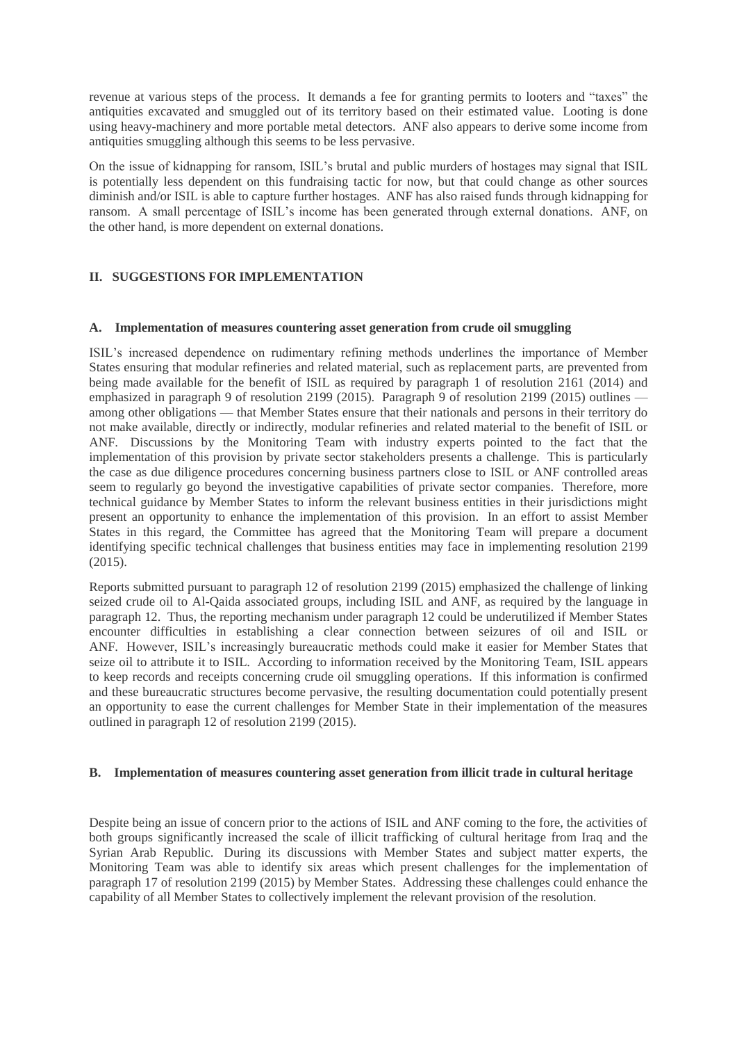revenue at various steps of the process. It demands a fee for granting permits to looters and "taxes" the antiquities excavated and smuggled out of its territory based on their estimated value. Looting is done using heavy-machinery and more portable metal detectors. ANF also appears to derive some income from antiquities smuggling although this seems to be less pervasive.

On the issue of kidnapping for ransom, ISIL's brutal and public murders of hostages may signal that ISIL is potentially less dependent on this fundraising tactic for now, but that could change as other sources diminish and/or ISIL is able to capture further hostages. ANF has also raised funds through kidnapping for ransom. A small percentage of ISIL's income has been generated through external donations. ANF, on the other hand, is more dependent on external donations.

## II. SUGGESTIONS FOR IMPLEMENTATION

### A. Implementation of measures countering asset generation from crude oil smuggling

ISIL's increased dependence on rudimentary refining methods underlines the importance of Member States ensuring that modular refineries and related material, such as replacement parts, are prevented from being made available for the benefit of ISIL as required by paragraph 1 of resolution 2161 (2014) and emphasized in paragraph 9 of resolution 2199 (2015). Paragraph 9 of resolution 2199 (2015) outlines — among other obligations — that Member States ensure that their nationals and persons in their territory do not make available, directly or indirectly, modular refineries and related material to the benefit of ISIL or ANF. Discussions by the Monitoring Team with industry experts pointed to the fact that the implementation of this provision by private sector stakeholders presents a challenge. This is particularly the case as due diligence procedures concerning business partners close to ISIL or ANF controlled areas seem to regularly go beyond the investigative capabilities of private sector companies. Therefore, more technical guidance by Member States to inform the relevant business entities in their jurisdictions might present an opportunity to enhance the implementation of this provision. In an effort to assist Member States in this regard, the Committee has agreed that the Monitoring Team will prepare a document identifying specific technical challenges that business entities may face in implementing resolution 2199 (2015).

Reports submitted pursuant to paragraph 12 of resolution 2199 (2015) emphasized the challenge of linking seized crude oil to Al-Qaida associated groups, including ISIL and ANF, as required by the language in paragraph 12. Thus, the reporting mechanism under paragraph 12 could be underutilized if Member States encounter difficulties in establishing a clear connection between seizures of oil and ISIL or ANF. However, ISIL's increasingly bureaucratic methods could make it easier for Member States that seize oil to attribute it to ISIL. According to information received by the Monitoring Team, ISIL appears to keep records and receipts concerning crude oil smuggling operations. If this information is confirmed and these bureaucratic structures become pervasive, the resulting documentation could potentially present an opportunity to ease the current challenges for Member State in their implementation of the measures outlined in paragraph 12 of resolution 2199 (2015).

### B. Implementation of measures countering asset generation from illicit trade in cultural heritage

Despite being an issue of concern prior to the actions of ISIL and ANF coming to the fore, the activities of both groups significantly increased the scale of illicit trafficking of cultural heritage from Iraq and the Syrian Arab Republic. During its discussions with Member States and subject matter experts, the Monitoring Team was able to identify six areas which present challenges for the implementation of paragraph 17 of resolution 2199 (2015) by Member States. Addressing these challenges could enhance the capability of all Member States to collectively implement the relevant provision of the resolution.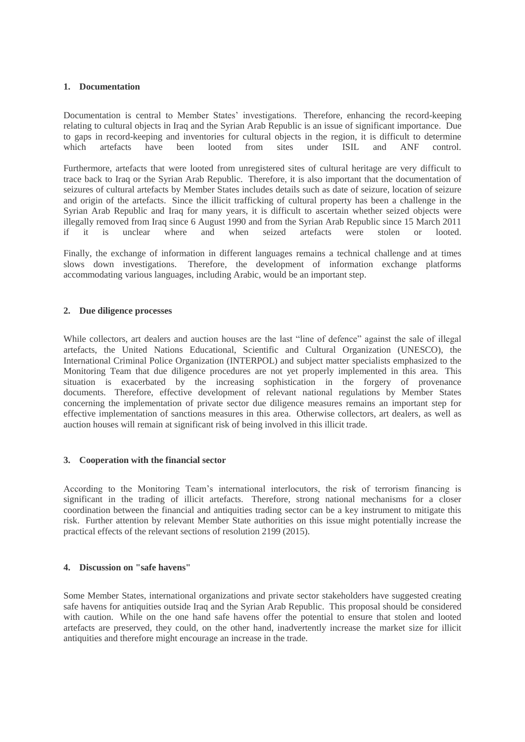## 1. Documentation

Documentation is central to Member States' investigations. Therefore, enhancing the record-keeping relating to cultural objects in Iraq and the Syrian Arab Republic is an issue of significant importance. Due to gaps in record-keeping and inventories for cultural objects in the region, it is difficult to determine which artefacts have been looted from sites under ISIL and ANF control.

Furthermore, artefacts that were looted from unregistered sites of cultural heritage are very difficult to trace back to Iraq or the Syrian Arab Republic. Therefore, it is also important that the documentation of seizures of cultural artefacts by Member States includes details such as date of seizure, location of seizure and origin of the artefacts. Since the illicit trafficking of cultural property has been a challenge in the Syrian Arab Republic and Iraq for many years, it is difficult to ascertain whether seized objects were illegally removed from Iraq since 6 August 1990 and from the Syrian Arab Republic since 15 March 2011 if it is unclear where and when seized artefacts were stolen or looted.

Finally, the exchange of information in different languages remains a technical challenge and at times slows down investigations. Therefore, the development of information exchange platforms accommodating various languages, including Arabic, would be an important step.

## 2. Due diligence processes

While collectors, art dealers and auction houses are the last "line of defence" against the sale of illegal artefacts, the United Nations Educational, Scientific and Cultural Organization (UNESCO), the International Criminal Police Organization (INTERPOL) and subject matter specialists emphasized to the Monitoring Team that due diligence procedures are not yet properly implemented in this area. This situation is exacerbated by the increasing sophistication in the forgery of provenance documents. Therefore, effective development of relevant national regulations by Member States concerning the implementation of private sector due diligence measures remains an important step for effective implementation of sanctions measures in this area. Otherwise collectors, art dealers, as well as auction houses will remain at significant risk of being involved in this illicit trade.

## 3. Cooperation with the financial sector

According to the Monitoring Team's international interlocutors, the risk of terrorism financing is significant in the trading of illicit artefacts. Therefore, strong national mechanisms for a closer coordination between the financial and antiquities trading sector can be a key instrument to mitigate this risk. Further attention by relevant Member State authorities on this issue might potentially increase the practical effects of the relevant sections of resolution 2199 (2015).

## 4. Discussion on "safe havens"

Some Member States, international organizations and private sector stakeholders have suggested creating safe havens for antiquities outside Iraq and the Syrian Arab Republic. This proposal should be considered with caution. While on the one hand safe havens offer the potential to ensure that stolen and looted artefacts are preserved, they could, on the other hand, inadvertently increase the market size for illicit antiquities and therefore might encourage an increase in the trade.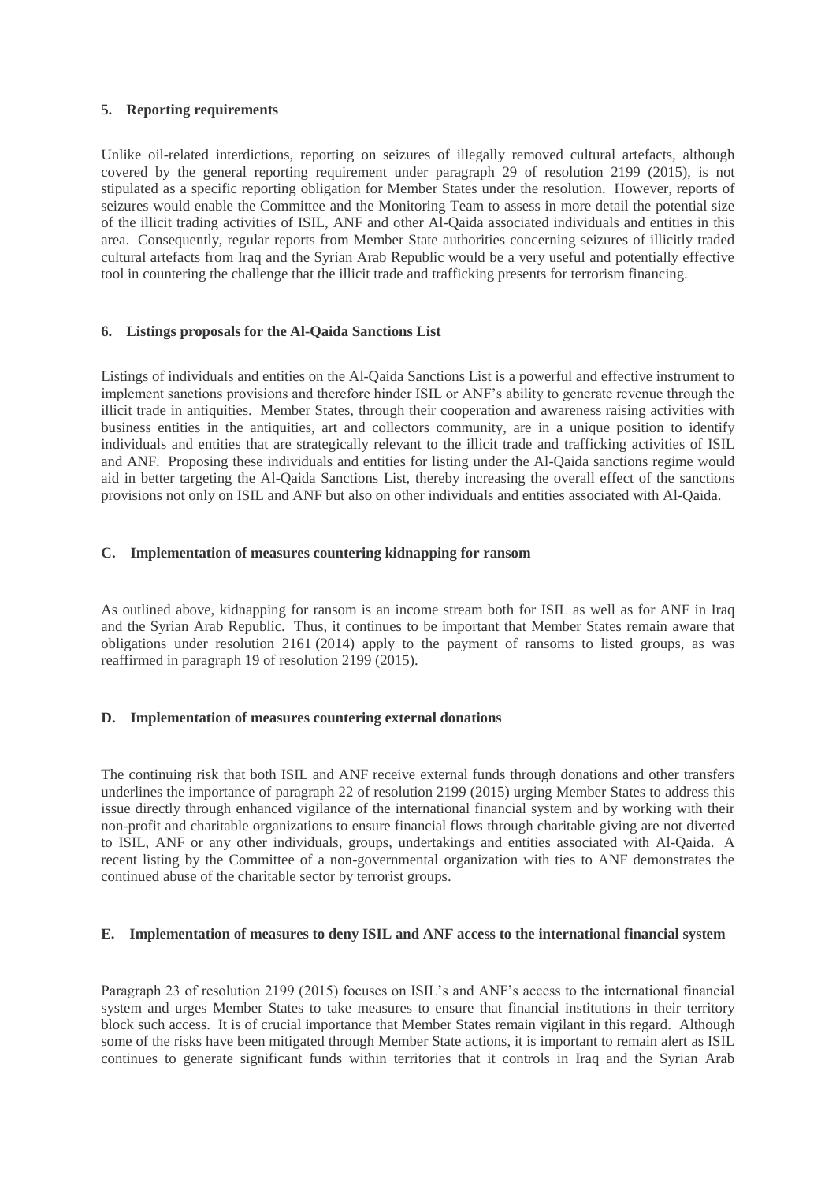### 5. Reporting requirements

Unlike oil-related interdictions, reporting on seizures of illegally removed cultural artefacts, although covered by the general reporting requirement under paragraph 29 of resolution 2199 (2015), is not stipulated as a specific reporting obligation for Member States under the resolution. However, reports of seizures would enable the Committee and the Monitoring Team to assess in more detail the potential size of the illicit trading activities of ISIL, ANF and other Al-Qaida associated individuals and entities in this area. Consequently, regular reports from Member State authorities concerning seizures of illicitly traded cultural artefacts from Iraq and the Syrian Arab Republic would be a very useful and potentially effective tool in countering the challenge that the illicit trade and trafficking presents for terrorism financing.

### 6. Listings proposals for the Al-Qaida Sanctions List

Listings of individuals and entities on the Al-Qaida Sanctions List is a powerful and effective instrument to implement sanctions provisions and therefore hinder ISIL or ANF's ability to generate revenue through the illicit trade in antiquities. Member States, through their cooperation and awareness raising activities with business entities in the antiquities, art and collectors community, are in a unique position to identify individuals and entities that are strategically relevant to the illicit trade and trafficking activities of ISIL and ANF. Proposing these individuals and entities for listing under the Al-Qaida sanctions regime would aid in better targeting the Al-Qaida Sanctions List, thereby increasing the overall effect of the sanctions provisions not only on ISIL and ANF but also on other individuals and entities associated with Al-Qaida.

## C. Implementation of measures countering kidnapping for ransom

As outlined above, kidnapping for ransom is an income stream both for ISIL as well as for ANF in Iraq and the Syrian Arab Republic. Thus, it continues to be important that Member States remain aware that obligations under resolution 2161 (2014) apply to the payment of ransoms to listed groups, as was reaffirmed in paragraph 19 of resolution 2199 (2015).

## D. Implementation of measures countering external donations

The continuing risk that both ISIL and ANF receive external funds through donations and other transfers underlines the importance of paragraph 22 of resolution 2199 (2015) urging Member States to address this issue directly through enhanced vigilance of the international financial system and by working with their non-profit and charitable organizations to ensure financial flows through charitable giving are not diverted to ISIL, ANF or any other individuals, groups, undertakings and entities associated with Al-Qaida. A recent listing by the Committee of a non-governmental organization with ties to ANF demonstrates the continued abuse of the charitable sector by terrorist groups.

## E. Implementation of measures to deny ISIL and ANF access to the international financial system

Paragraph 23 of resolution 2199 (2015) focuses on ISIL's and ANF's access to the international financial system and urges Member States to take measures to ensure that financial institutions in their territory block such access. It is of crucial importance that Member States remain vigilant in this regard. Although some of the risks have been mitigated through Member State actions, it is important to remain alert as ISIL continues to generate significant funds within territories that it controls in Iraq and the Syrian Arab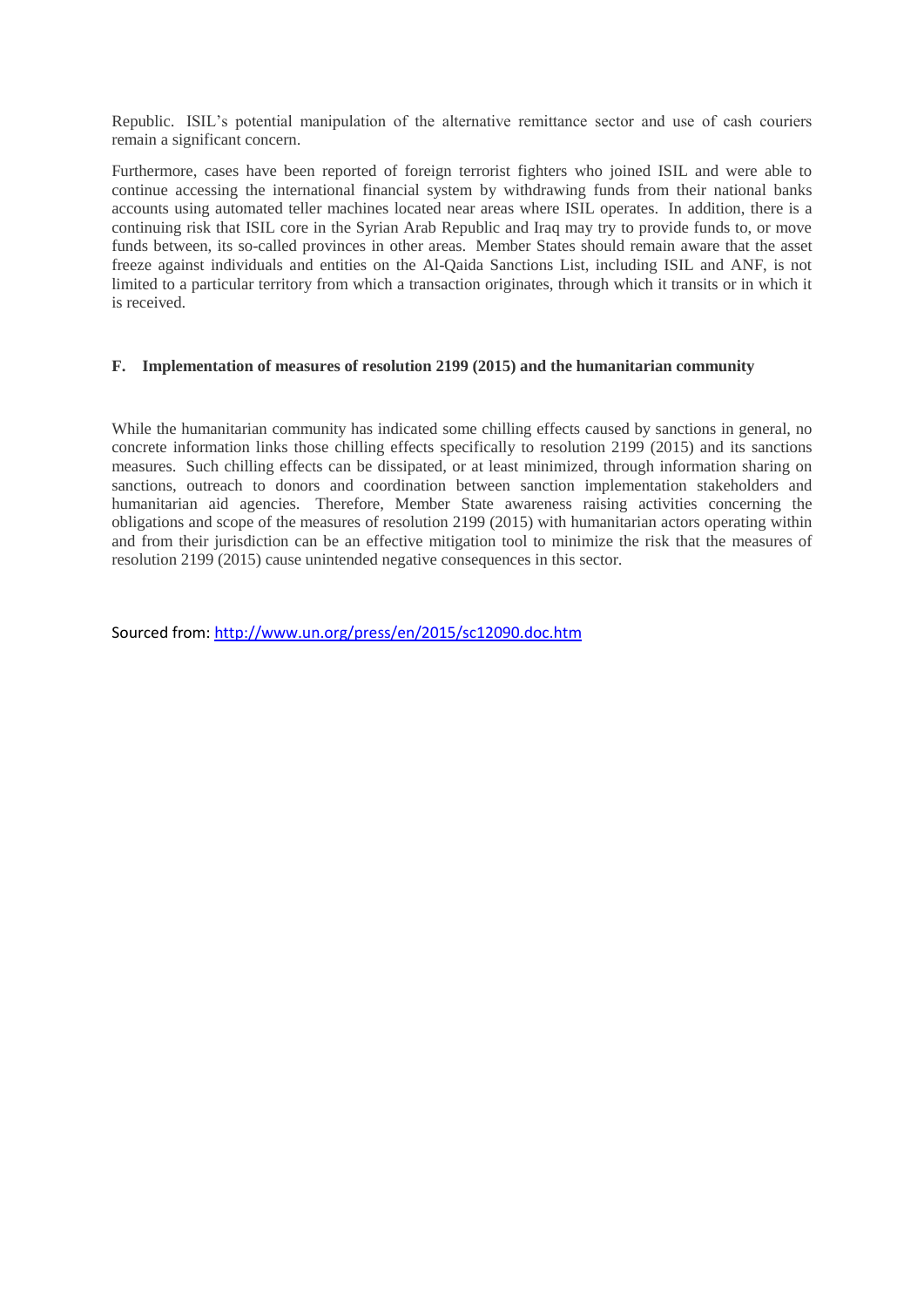Republic. ISIL's potential manipulation of the alternative remittance sector and use of cash couriers remain a significant concern.

Furthermore, cases have been reported of foreign terrorist fighters who joined ISIL and were able to continue accessing the international financial system by withdrawing funds from their national banks accounts using automated teller machines located near areas where ISIL operates. In addition, there is a continuing risk that ISIL core in the Syrian Arab Republic and Iraq may try to provide funds to, or move funds between, its so-called provinces in other areas. Member States should remain aware that the asset freeze against individuals and entities on the Al-Qaida Sanctions List, including ISIL and ANF, is not limited to a particular territory from which a transaction originates, through which it transits or in which it is received.

## F. Implementation of measures of resolution 2199 (2015) and the humanitarian community

While the humanitarian community has indicated some chilling effects caused by sanctions in general, no concrete information links those chilling effects specifically to resolution 2199 (2015) and its sanctions measures. Such chilling effects can be dissipated, or at least minimized, through information sharing on sanctions, outreach to donors and coordination between sanction implementation stakeholders and humanitarian aid agencies. Therefore, Member State awareness raising activities concerning the obligations and scope of the measures of resolution 2199 (2015) with humanitarian actors operating within and from their jurisdiction can be an effective mitigation tool to minimize the risk that the measures of resolution 2199 (2015) cause unintended negative consequences in this sector.

Sourced from: http://www.un.org/press/en/2015/sc12090.doc.htm